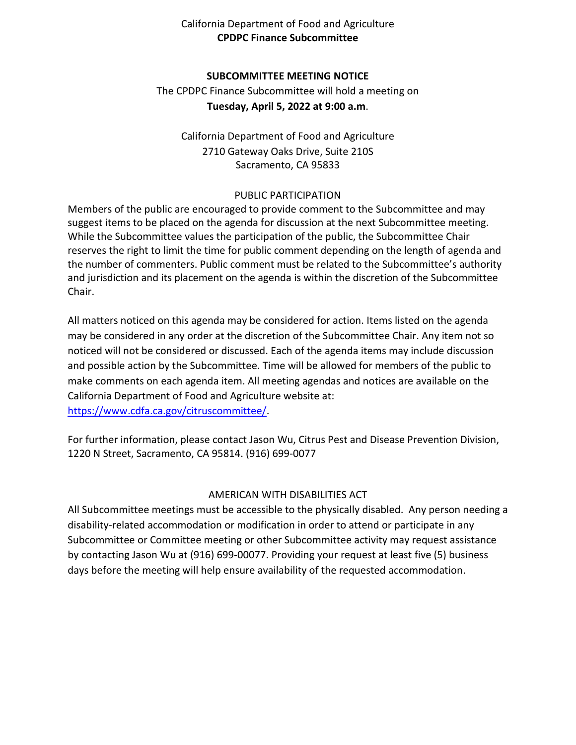California Department of Food and Agriculture

**CPDPC Finance Subcommittee**

**SUBCOMMITTEE MEETING NOTICE**

The CPDPC Finance Subcommittee will hold a meeting on

**Tuesday, April 5, 2022 at 9:00 a.m**.

California Department of Food and Agriculture
2710 Gateway Oaks Drive, Suite 210S
Sacramento, CA 95833

PUBLIC PARTICIPATION

Members of the public are encouraged to provide comment to the Subcommittee and may suggest items to be placed on the agenda for discussion at the next Subcommittee meeting. While the Subcommittee values the participation of the public, the Subcommittee Chair reserves the right to limit the time for public comment depending on the length of agenda and the number of commenters. Public comment must be related to the Subcommittee's authority and jurisdiction and its placement on the agenda is within the discretion of the Subcommittee Chair.

All matters noticed on this agenda may be considered for action. Items listed on the agenda may be considered in any order at the discretion of the Subcommittee Chair. Any item not so noticed will not be considered or discussed. Each of the agenda items may include discussion and possible action by the Subcommittee. Time will be allowed for members of the public to make comments on each agenda item. All meeting agendas and notices are available on the California Department of Food and Agriculture website at: https://www.cdfa.ca.gov/citruscommittee/.

For further information, please contact Jason Wu, Citrus Pest and Disease Prevention Division, 1220 N Street, Sacramento, CA 95814. (916) 699-0077

AMERICAN WITH DISABILITIES ACT

All Subcommittee meetings must be accessible to the physically disabled. Any person needing a disability-related accommodation or modification in order to attend or participate in any Subcommittee or Committee meeting or other Subcommittee activity may request assistance by contacting Jason Wu at (916) 699-00077. Providing your request at least five (5) business days before the meeting will help ensure availability of the requested accommodation.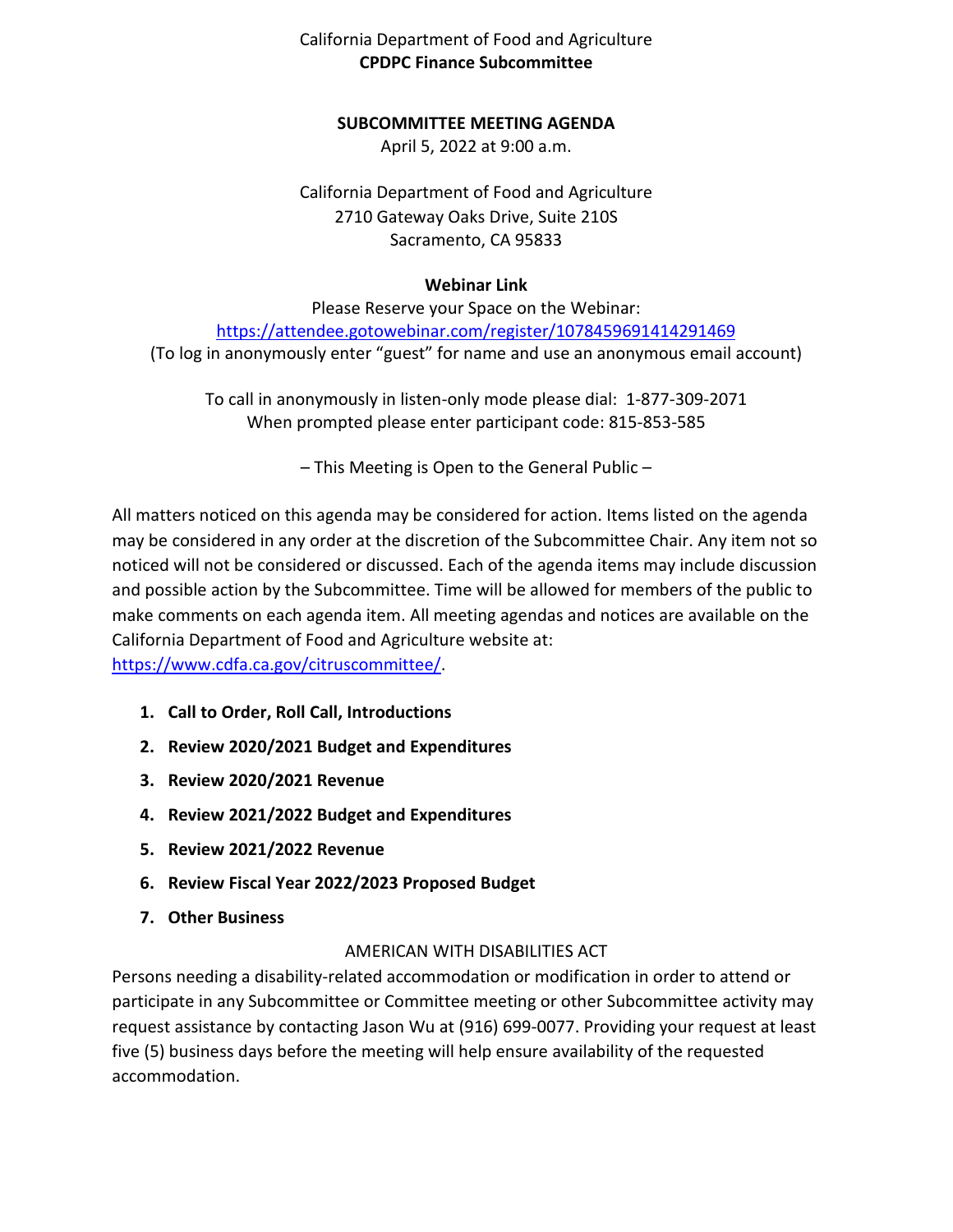California Department of Food and Agriculture

**CPDPC Finance Subcommittee**

**SUBCOMMITTEE MEETING AGENDA**

April 5, 2022 at 9:00 a.m.

California Department of Food and Agriculture
2710 Gateway Oaks Drive, Suite 210S
Sacramento, CA 95833

**Webinar Link**

Please Reserve your Space on the Webinar:
https://attendee.gotowebinar.com/register/1078459691414291469
(To log in anonymously enter "guest" for name and use an anonymous email account)

To call in anonymously in listen-only mode please dial: 1-877-309-2071
When prompted please enter participant code: 815-853-585

– This Meeting is Open to the General Public –

All matters noticed on this agenda may be considered for action. Items listed on the agenda may be considered in any order at the discretion of the Subcommittee Chair. Any item not so noticed will not be considered or discussed. Each of the agenda items may include discussion and possible action by the Subcommittee. Time will be allowed for members of the public to make comments on each agenda item. All meeting agendas and notices are available on the California Department of Food and Agriculture website at: https://www.cdfa.ca.gov/citruscommittee/.

1. **Call to Order, Roll Call, Introductions**
2. **Review 2020/2021 Budget and Expenditures**
3. **Review 2020/2021 Revenue**
4. **Review 2021/2022 Budget and Expenditures**
5. **Review 2021/2022 Revenue**
6. **Review Fiscal Year 2022/2023 Proposed Budget**
7. **Other Business**

AMERICAN WITH DISABILITIES ACT

Persons needing a disability-related accommodation or modification in order to attend or participate in any Subcommittee or Committee meeting or other Subcommittee activity may request assistance by contacting Jason Wu at (916) 699-0077. Providing your request at least five (5) business days before the meeting will help ensure availability of the requested accommodation.